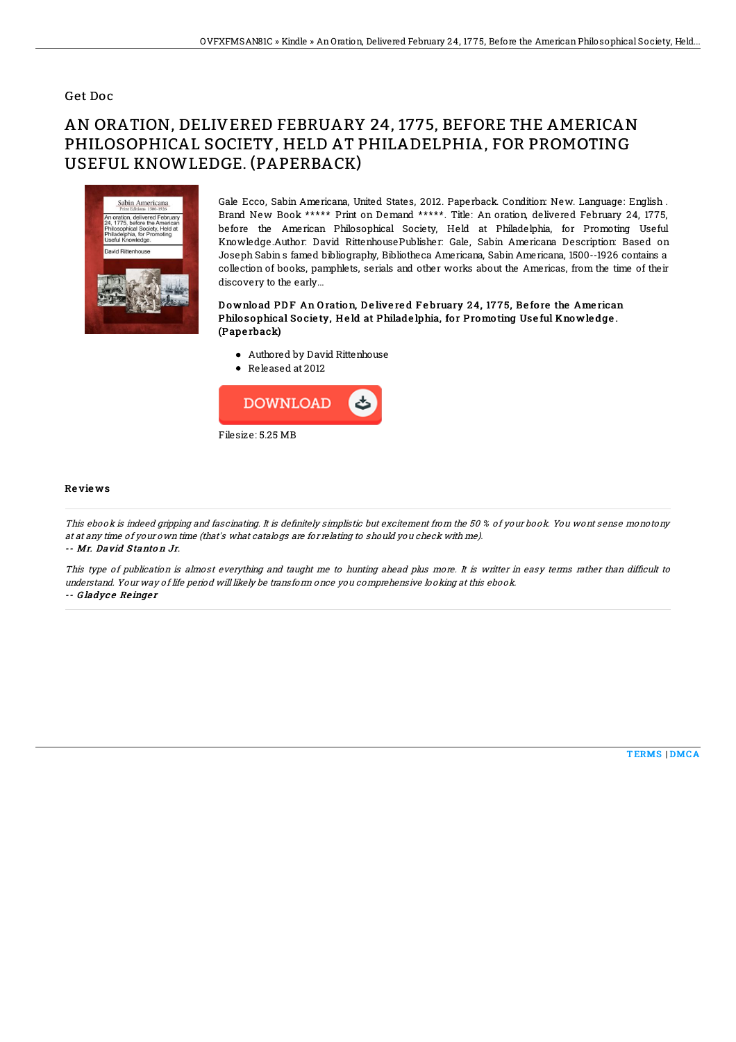Get Doc

# AN ORATION, DELIVERED FEBRUARY 24, 1775, BEFORE THE AMERICAN PHILOSOPHICAL SOCIETY, HELD AT PHILADELPHIA, FOR PROMOTING USEFUL KNOWLEDGE. (PAPERBACK)

Gale Ecco, Sabin Americana, United States, 2012. Paperback. Condition: New. Language: English . Brand New Book ***** Print on Demand *****. Title: An oration, delivered February 24, 1775, before the American Philosophical Society, Held at Philadelphia, for Promoting Useful Knowledge.Author: David RittenhousePublisher: Gale, Sabin Americana Description: Based on Joseph Sabin s famed bibliography, Bibliotheca Americana, Sabin Americana, 1500--1926 contains a collection of books, pamphlets, serials and other works about the Americas, from the time of their discovery to the early...

**Download PDF An Oration, Delivered February 24, 1775, Before the American Philosophical Society, Held at Philadelphia, for Promoting Useful Knowledge. (Paperback)**

- Authored by David Rittenhouse
- Released at 2012

DOWNLOAD

Filesize: 5.25 MB

## Reviews

*This ebook is indeed gripping and fascinating. It is definitely simplistic but excitement from the 50 % of your book. You wont sense monotony at at any time of your own time (that's what catalogs are for relating to should you check with me).*

*-- Mr. David Stanton Jr.*

*This type of publication is almost everything and taught me to hunting ahead plus more. It is writter in easy terms rather than difficult to understand. Your way of life period will likely be transform once you comprehensive looking at this ebook.*

*-- Gladyce Reinger*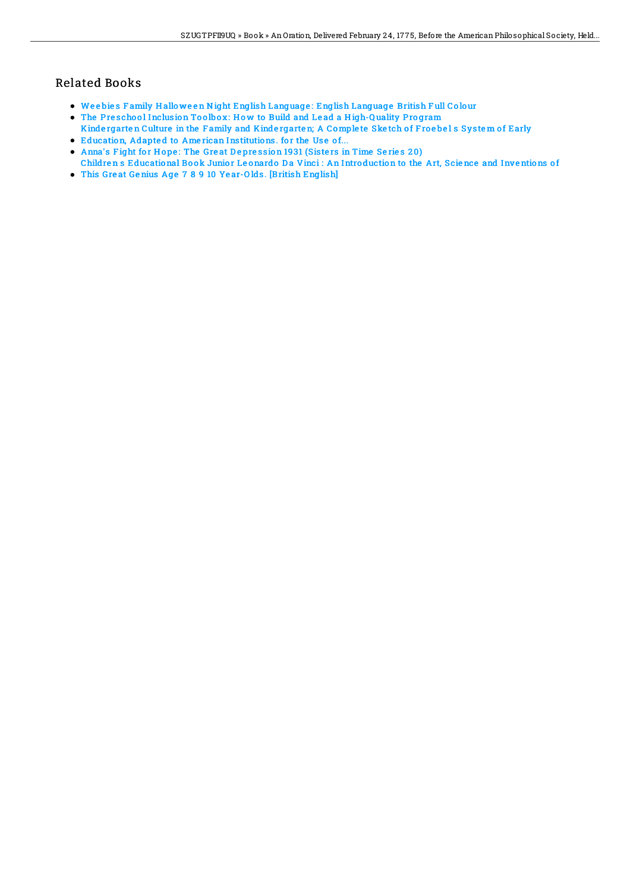## Related Books

- Weebies Family Halloween Night English Language: English Language British Full Colour
- The Preschool Inclusion Toolbox: How to Build and Lead a High-Quality Program
- Kindergarten Culture in the Family and Kindergarten; A Complete Sketch of Froebel s System of Early Education, Adapted to American Institutions. for the Use of...
- Anna's Fight for Hope: The Great Depression 1931 (Sisters in Time Series 20)
- Children s Educational Book Junior Leonardo Da Vinci : An Introduction to the Art, Science and Inventions of This Great Genius Age 7 8 9 10 Year-Olds. [British English]